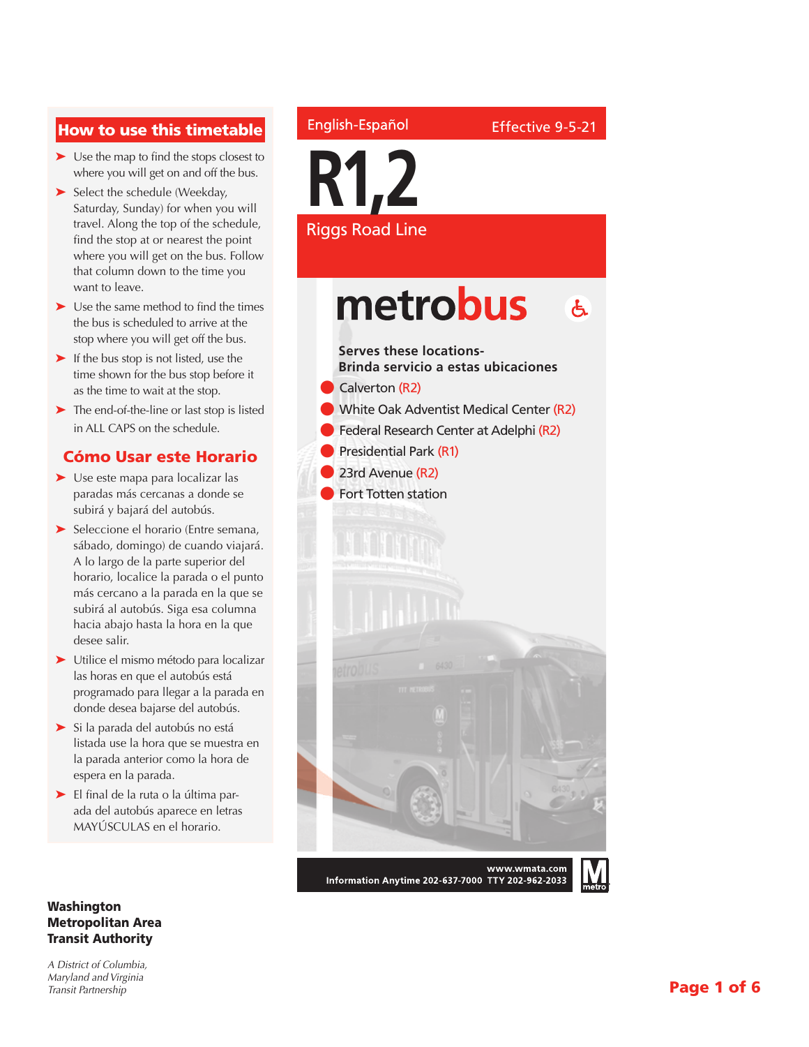## How to use this timetable

- Use the map to find the stops closest to where you will get on and off the bus.
- Select the schedule (Weekday, Saturday, Sunday) for when you will travel. Along the top of the schedule, find the stop at or nearest the point where you will get on the bus. Follow that column down to the time you want to leave.
- Use the same method to find the times the bus is scheduled to arrive at the stop where you will get off the bus.
- If the bus stop is not listed, use the time shown for the bus stop before it as the time to wait at the stop.
- The end-of-the-line or last stop is listed in ALL CAPS on the schedule.

## Cómo Usar este Horario

- Use este mapa para localizar las paradas más cercanas a donde se subirá y bajará del autobús.
- Seleccione el horario (Entre semana, sábado, domingo) de cuando viajará. A lo largo de la parte superior del horario, localice la parada o el punto más cercano a la parada en la que se subirá al autobús. Siga esa columna hacia abajo hasta la hora en la que desee salir.
- Utilice el mismo método para localizar las horas en que el autobús está programado para llegar a la parada en donde desea bajarse del autobús.
- Si la parada del autobús no está listada use la hora que se muestra en la parada anterior como la hora de espera en la parada.
- El final de la ruta o la última parada del autobús aparece en letras MAYÚSCULAS en el horario.

English-Español

Effective 9-5-21

# R1,2

## Riggs Road Line

**metrobus**

**Serves these locations-**
**Brinda servicio a estas ubicaciones**

- Calverton (R2)
- White Oak Adventist Medical Center (R2)
- Federal Research Center at Adelphi (R2)
- Presidential Park (R1)
- 23rd Avenue (R2)
- Fort Totten station

www.wmata.com
Information Anytime 202-637-7000 TTY 202-962-2033

**Washington Metropolitan Area Transit Authority**

*A District of Columbia, Maryland and Virginia Transit Partnership*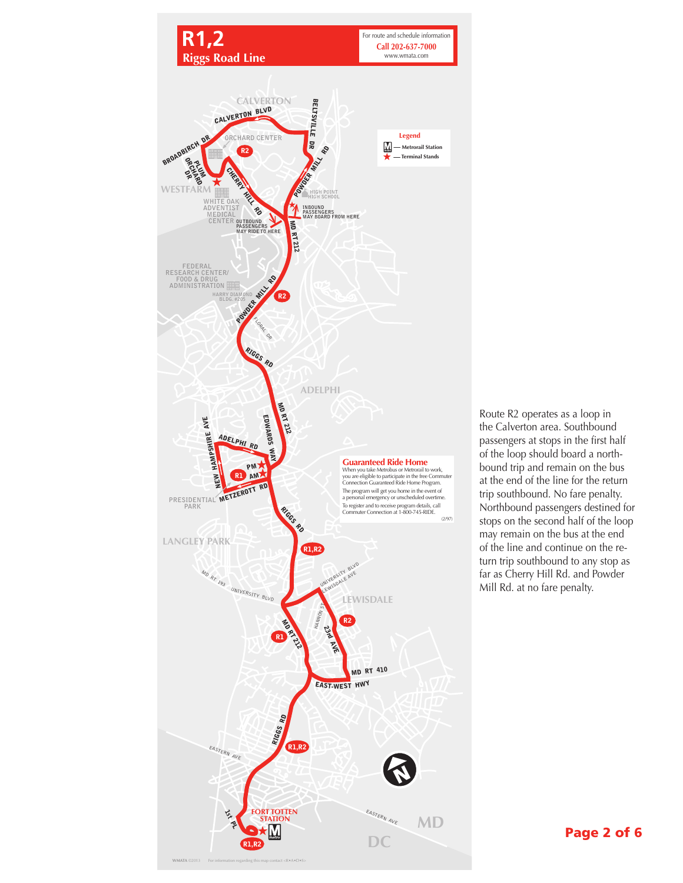# R1,2

## Riggs Road Line

For route and schedule information
**Call 202-637-7000**
www.wmata.com

**Legend**

- Metrorail Station
- ★ — Terminal Stands

CALVERTON
CALVERTON BLVD
BELTSVILLE DR
ORCHARD CENTER
BROADBIRCH DR
PLUM ORCHARD DR
WESTFARM
CHERRY HILL RD
POWDER MILL RD
HIGH POINT HIGH SCHOOL
WHITE OAK ADVENTIST MEDICAL CENTER
OUTBOUND PASSENGERS MAY RIDE TO HERE
INBOUND PASSENGERS MAY BOARD FROM HERE
MD RT 212
FEDERAL RESEARCH CENTER/ FOOD & DRUG ADMINISTRATION
HARRY DIAMOND BLDG. #205
FLORAL DR
RIGGS RD
ADELPHI
NEW HAMPSHIRE AVE
ADELPHI RD
EDWARDS WAY
PM
AM
METZEROTT RD
PRESIDENTIAL PARK
LANGLEY PARK
MD RT 193
UNIVERSITY BLVD
LEWISDALE AVE
LEWISDALE
HANNON ST
23rd AVE
MD RT 410
EAST-WEST HWY
EASTERN AVE
1st PL
FORT TOTTEN STATION
MD
DC

### Guaranteed Ride Home

When you take Metrobus or Metrorail to work, you are eligible to participate in the free Commuter Connection Guaranteed Ride Home Program.

The program will get you home in the event of a personal emergency or unscheduled overtime.

To register and to receive program details, call Commuter Connection at 1-800-745-RIDE.

(2/97)

Route R2 operates as a loop in the Calverton area. Southbound passengers at stops in the first half of the loop should board a northbound trip and remain on the bus at the end of the line for the return trip southbound. No fare penalty. Northbound passengers destined for stops on the second half of the loop may remain on the bus at the end of the line and continue on the return trip southbound to any stop as far as Cherry Hill Rd. and Powder Mill Rd. at no fare penalty.

WMATA ©2013 For information regarding this map contact <R•A•D•S>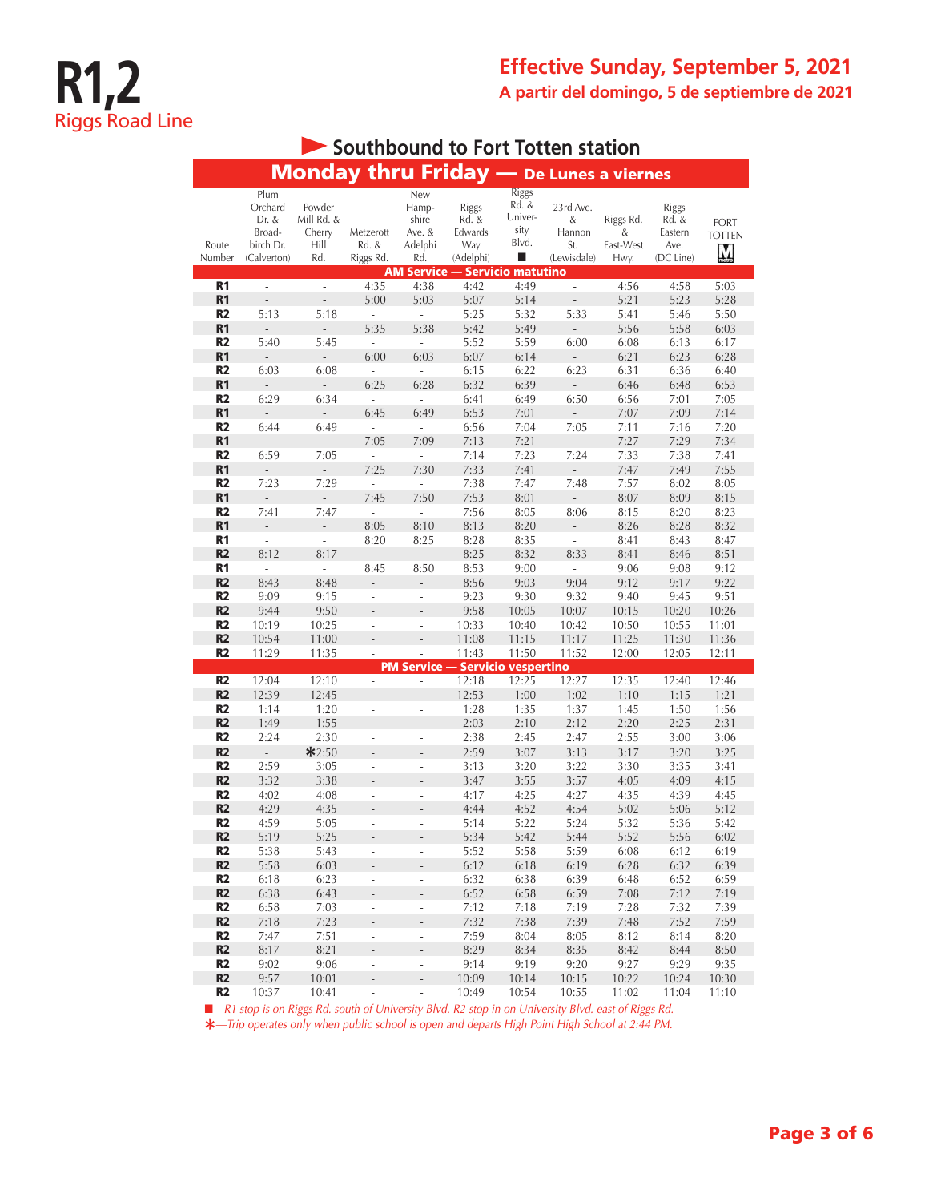# R1,2

Riggs Road Line

**Effective Sunday, September 5, 2021**

**A partir del domingo, 5 de septiembre de 2021**

## Southbound to Fort Totten station

### Monday thru Friday — De Lunes a viernes

| Route Number | Plum Orchard Dr. & Broadbirch Dr. (Calverton) | Powder Mill Rd. & Cherry Hill Rd. | Metzerott Rd. & Riggs Rd. | New Hampshire Ave. & Adelphi Rd. | Riggs Rd. & Edwards Way (Adelphi) | Riggs Rd. & University Blvd. ■ | 23rd Ave. & Hannon St. (Lewisdale) | Riggs Rd. & East-West Hwy. | Riggs Rd. & Eastern Ave. (DC Line) | FORT TOTTEN |
|---|---|---|---|---|---|---|---|---|---|---|
| **AM Service — Servicio matutino** | | | | | | | | | | |
| R1 | - | - | 4:35 | 4:38 | 4:42 | 4:49 | - | 4:56 | 4:58 | 5:03 |
| R1 | - | - | 5:00 | 5:03 | 5:07 | 5:14 | - | 5:21 | 5:23 | 5:28 |
| R2 | 5:13 | 5:18 | - | - | 5:25 | 5:32 | 5:33 | 5:41 | 5:46 | 5:50 |
| R1 | - | - | 5:35 | 5:38 | 5:42 | 5:49 | - | 5:56 | 5:58 | 6:03 |
| R2 | 5:40 | 5:45 | - | - | 5:52 | 5:59 | 6:00 | 6:08 | 6:13 | 6:17 |
| R1 | - | - | 6:00 | 6:03 | 6:07 | 6:14 | - | 6:21 | 6:23 | 6:28 |
| R2 | 6:03 | 6:08 | - | - | 6:15 | 6:22 | 6:23 | 6:31 | 6:36 | 6:40 |
| R1 | - | - | 6:25 | 6:28 | 6:32 | 6:39 | - | 6:46 | 6:48 | 6:53 |
| R2 | 6:29 | 6:34 | - | - | 6:41 | 6:49 | 6:50 | 6:56 | 7:01 | 7:05 |
| R1 | - | - | 6:45 | 6:49 | 6:53 | 7:01 | - | 7:07 | 7:09 | 7:14 |
| R2 | 6:44 | 6:49 | - | - | 6:56 | 7:04 | 7:05 | 7:11 | 7:16 | 7:20 |
| R1 | - | - | 7:05 | 7:09 | 7:13 | 7:21 | - | 7:27 | 7:29 | 7:34 |
| R2 | 6:59 | 7:05 | - | - | 7:14 | 7:23 | 7:24 | 7:33 | 7:38 | 7:41 |
| R1 | - | - | 7:25 | 7:30 | 7:33 | 7:41 | - | 7:47 | 7:49 | 7:55 |
| R2 | 7:23 | 7:29 | - | - | 7:38 | 7:47 | 7:48 | 7:57 | 8:02 | 8:05 |
| R1 | - | - | 7:45 | 7:50 | 7:53 | 8:01 | - | 8:07 | 8:09 | 8:15 |
| R2 | 7:41 | 7:47 | - | - | 7:56 | 8:05 | 8:06 | 8:15 | 8:20 | 8:23 |
| R1 | - | - | 8:05 | 8:10 | 8:13 | 8:20 | - | 8:26 | 8:28 | 8:32 |
| R1 | - | - | 8:20 | 8:25 | 8:28 | 8:35 | - | 8:41 | 8:43 | 8:47 |
| R2 | 8:12 | 8:17 | - | - | 8:25 | 8:32 | 8:33 | 8:41 | 8:46 | 8:51 |
| R1 | - | - | 8:45 | 8:50 | 8:53 | 9:00 | - | 9:06 | 9:08 | 9:12 |
| R2 | 8:43 | 8:48 | - | - | 8:56 | 9:03 | 9:04 | 9:12 | 9:17 | 9:22 |
| R2 | 9:09 | 9:15 | - | - | 9:23 | 9:30 | 9:32 | 9:40 | 9:45 | 9:51 |
| R2 | 9:44 | 9:50 | - | - | 9:58 | 10:05 | 10:07 | 10:15 | 10:20 | 10:26 |
| R2 | 10:19 | 10:25 | - | - | 10:33 | 10:40 | 10:42 | 10:50 | 10:55 | 11:01 |
| R2 | 10:54 | 11:00 | - | - | 11:08 | 11:15 | 11:17 | 11:25 | 11:30 | 11:36 |
| R2 | 11:29 | 11:35 | - | - | 11:43 | 11:50 | 11:52 | 12:00 | 12:05 | 12:11 |
| **PM Service — Servicio vespertino** | | | | | | | | | | |
| R2 | 12:04 | 12:10 | - | - | 12:18 | 12:25 | 12:27 | 12:35 | 12:40 | 12:46 |
| R2 | 12:39 | 12:45 | - | - | 12:53 | 1:00 | 1:02 | 1:10 | 1:15 | 1:21 |
| R2 | 1:14 | 1:20 | - | - | 1:28 | 1:35 | 1:37 | 1:45 | 1:50 | 1:56 |
| R2 | 1:49 | 1:55 | - | - | 2:03 | 2:10 | 2:12 | 2:20 | 2:25 | 2:31 |
| R2 | 2:24 | 2:30 | - | - | 2:38 | 2:45 | 2:47 | 2:55 | 3:00 | 3:06 |
| R2 | - | *2:50 | - | - | 2:59 | 3:07 | 3:13 | 3:17 | 3:20 | 3:25 |
| R2 | 2:59 | 3:05 | - | - | 3:13 | 3:20 | 3:22 | 3:30 | 3:35 | 3:41 |
| R2 | 3:32 | 3:38 | - | - | 3:47 | 3:55 | 3:57 | 4:05 | 4:09 | 4:15 |
| R2 | 4:02 | 4:08 | - | - | 4:17 | 4:25 | 4:27 | 4:35 | 4:39 | 4:45 |
| R2 | 4:29 | 4:35 | - | - | 4:44 | 4:52 | 4:54 | 5:02 | 5:06 | 5:12 |
| R2 | 4:59 | 5:05 | - | - | 5:14 | 5:22 | 5:24 | 5:32 | 5:36 | 5:42 |
| R2 | 5:19 | 5:25 | - | - | 5:34 | 5:42 | 5:44 | 5:52 | 5:56 | 6:02 |
| R2 | 5:38 | 5:43 | - | - | 5:52 | 5:58 | 5:59 | 6:08 | 6:12 | 6:19 |
| R2 | 5:58 | 6:03 | - | - | 6:12 | 6:18 | 6:19 | 6:28 | 6:32 | 6:39 |
| R2 | 6:18 | 6:23 | - | - | 6:32 | 6:38 | 6:39 | 6:48 | 6:52 | 6:59 |
| R2 | 6:38 | 6:43 | - | - | 6:52 | 6:58 | 6:59 | 7:08 | 7:12 | 7:19 |
| R2 | 6:58 | 7:03 | - | - | 7:12 | 7:18 | 7:19 | 7:28 | 7:32 | 7:39 |
| R2 | 7:18 | 7:23 | - | - | 7:32 | 7:38 | 7:39 | 7:48 | 7:52 | 7:59 |
| R2 | 7:47 | 7:51 | - | - | 7:59 | 8:04 | 8:05 | 8:12 | 8:14 | 8:20 |
| R2 | 8:17 | 8:21 | - | - | 8:29 | 8:34 | 8:35 | 8:42 | 8:44 | 8:50 |
| R2 | 9:02 | 9:06 | - | - | 9:14 | 9:19 | 9:20 | 9:27 | 9:29 | 9:35 |
| R2 | 9:57 | 10:01 | - | - | 10:09 | 10:14 | 10:15 | 10:22 | 10:24 | 10:30 |
| R2 | 10:37 | 10:41 | - | - | 10:49 | 10:54 | 10:55 | 11:02 | 11:04 | 11:10 |

*■—R1 stop is on Riggs Rd. south of University Blvd. R2 stop in on University Blvd. east of Riggs Rd.*

*\*—Trip operates only when public school is open and departs High Point High School at 2:44 PM.*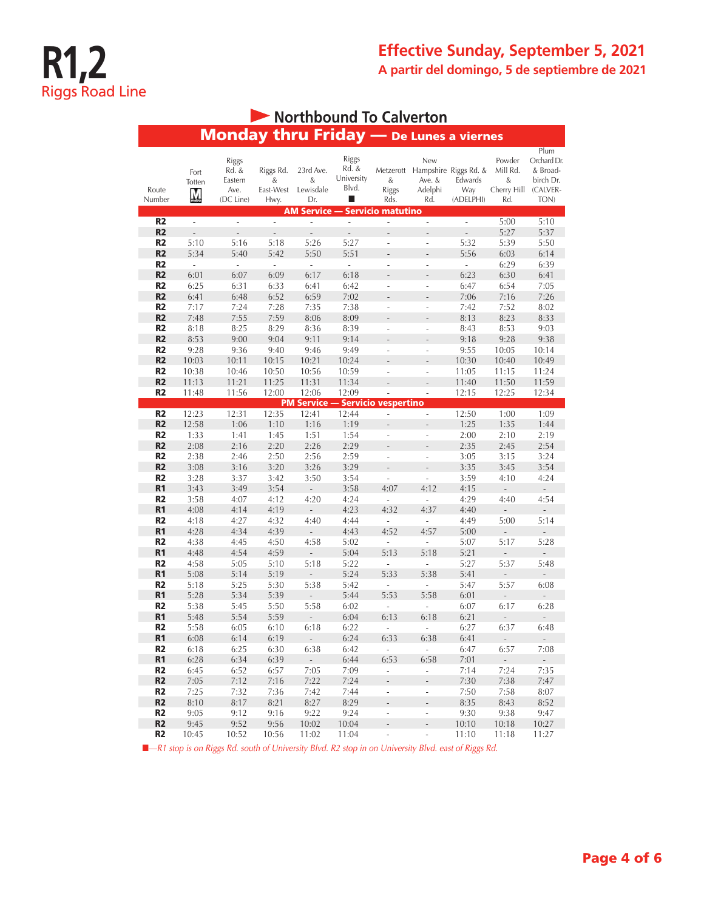# R1,2
Riggs Road Line

## Effective Sunday, September 5, 2021
**A partir del domingo, 5 de septiembre de 2021**

### Northbound To Calverton

### Monday thru Friday — De Lunes a viernes

| Route Number | Fort Totten (Metro) | Riggs Rd. & Eastern Ave. (DC Line) | Riggs Rd. & East-West Hwy. | 23rd Ave. & Lewisdale Dr. | Riggs Rd. & University Blvd. ■ | Metzerott & Riggs Rds. | New Hampshire Ave. & Adelphi Rd. | Riggs Rd. & Edwards Way (ADELPHI) | Powder Mill Rd. & Cherry Hill Rd. | Plum Orchard Dr. & Broad-birch Dr. (CALVER-TON) |
|---|---|---|---|---|---|---|---|---|---|---|
| **AM Service — Servicio matutino** | | | | | | | | | | |
| R2 | - | - | - | - | - | - | - | - | 5:00 | 5:10 |
| R2 | - | - | - | - | - | - | - | - | 5:27 | 5:37 |
| R2 | 5:10 | 5:16 | 5:18 | 5:26 | 5:27 | - | - | 5:32 | 5:39 | 5:50 |
| R2 | 5:34 | 5:40 | 5:42 | 5:50 | 5:51 | - | - | 5:56 | 6:03 | 6:14 |
| R2 | - | - | - | - | - | - | - | - | 6:29 | 6:39 |
| R2 | 6:01 | 6:07 | 6:09 | 6:17 | 6:18 | - | - | 6:23 | 6:30 | 6:41 |
| R2 | 6:25 | 6:31 | 6:33 | 6:41 | 6:42 | - | - | 6:47 | 6:54 | 7:05 |
| R2 | 6:41 | 6:48 | 6:52 | 6:59 | 7:02 | - | - | 7:06 | 7:16 | 7:26 |
| R2 | 7:17 | 7:24 | 7:28 | 7:35 | 7:38 | - | - | 7:42 | 7:52 | 8:02 |
| R2 | 7:48 | 7:55 | 7:59 | 8:06 | 8:09 | - | - | 8:13 | 8:23 | 8:33 |
| R2 | 8:18 | 8:25 | 8:29 | 8:36 | 8:39 | - | - | 8:43 | 8:53 | 9:03 |
| R2 | 8:53 | 9:00 | 9:04 | 9:11 | 9:14 | - | - | 9:18 | 9:28 | 9:38 |
| R2 | 9:28 | 9:36 | 9:40 | 9:46 | 9:49 | - | - | 9:55 | 10:05 | 10:14 |
| R2 | 10:03 | 10:11 | 10:15 | 10:21 | 10:24 | - | - | 10:30 | 10:40 | 10:49 |
| R2 | 10:38 | 10:46 | 10:50 | 10:56 | 10:59 | - | - | 11:05 | 11:15 | 11:24 |
| R2 | 11:13 | 11:21 | 11:25 | 11:31 | 11:34 | - | - | 11:40 | 11:50 | 11:59 |
| R2 | 11:48 | 11:56 | 12:00 | 12:06 | 12:09 | - | - | 12:15 | 12:25 | 12:34 |
| **PM Service — Servicio vespertino** | | | | | | | | | | |
| R2 | 12:23 | 12:31 | 12:35 | 12:41 | 12:44 | - | - | 12:50 | 1:00 | 1:09 |
| R2 | 12:58 | 1:06 | 1:10 | 1:16 | 1:19 | - | - | 1:25 | 1:35 | 1:44 |
| R2 | 1:33 | 1:41 | 1:45 | 1:51 | 1:54 | - | - | 2:00 | 2:10 | 2:19 |
| R2 | 2:08 | 2:16 | 2:20 | 2:26 | 2:29 | - | - | 2:35 | 2:45 | 2:54 |
| R2 | 2:38 | 2:46 | 2:50 | 2:56 | 2:59 | - | - | 3:05 | 3:15 | 3:24 |
| R2 | 3:08 | 3:16 | 3:20 | 3:26 | 3:29 | - | - | 3:35 | 3:45 | 3:54 |
| R2 | 3:28 | 3:37 | 3:42 | 3:50 | 3:54 | - | - | 3:59 | 4:10 | 4:24 |
| R1 | 3:43 | 3:49 | 3:54 | - | 3:58 | 4:07 | 4:12 | 4:15 | - | - |
| R2 | 3:58 | 4:07 | 4:12 | 4:20 | 4:24 | - | - | 4:29 | 4:40 | 4:54 |
| R1 | 4:08 | 4:14 | 4:19 | - | 4:23 | 4:32 | 4:37 | 4:40 | - | - |
| R2 | 4:18 | 4:27 | 4:32 | 4:40 | 4:44 | - | - | 4:49 | 5:00 | 5:14 |
| R1 | 4:28 | 4:34 | 4:39 | - | 4:43 | 4:52 | 4:57 | 5:00 | - | - |
| R2 | 4:38 | 4:45 | 4:50 | 4:58 | 5:02 | - | - | 5:07 | 5:17 | 5:28 |
| R1 | 4:48 | 4:54 | 4:59 | - | 5:04 | 5:13 | 5:18 | 5:21 | - | - |
| R2 | 4:58 | 5:05 | 5:10 | 5:18 | 5:22 | - | - | 5:27 | 5:37 | 5:48 |
| R1 | 5:08 | 5:14 | 5:19 | - | 5:24 | 5:33 | 5:38 | 5:41 | - | - |
| R2 | 5:18 | 5:25 | 5:30 | 5:38 | 5:42 | - | - | 5:47 | 5:57 | 6:08 |
| R1 | 5:28 | 5:34 | 5:39 | - | 5:44 | 5:53 | 5:58 | 6:01 | - | - |
| R2 | 5:38 | 5:45 | 5:50 | 5:58 | 6:02 | - | - | 6:07 | 6:17 | 6:28 |
| R1 | 5:48 | 5:54 | 5:59 | - | 6:04 | 6:13 | 6:18 | 6:21 | - | - |
| R2 | 5:58 | 6:05 | 6:10 | 6:18 | 6:22 | - | - | 6:27 | 6:37 | 6:48 |
| R1 | 6:08 | 6:14 | 6:19 | - | 6:24 | 6:33 | 6:38 | 6:41 | - | - |
| R2 | 6:18 | 6:25 | 6:30 | 6:38 | 6:42 | - | - | 6:47 | 6:57 | 7:08 |
| R1 | 6:28 | 6:34 | 6:39 | - | 6:44 | 6:53 | 6:58 | 7:01 | - | - |
| R2 | 6:45 | 6:52 | 6:57 | 7:05 | 7:09 | - | - | 7:14 | 7:24 | 7:35 |
| R2 | 7:05 | 7:12 | 7:16 | 7:22 | 7:24 | - | - | 7:30 | 7:38 | 7:47 |
| R2 | 7:25 | 7:32 | 7:36 | 7:42 | 7:44 | - | - | 7:50 | 7:58 | 8:07 |
| R2 | 8:10 | 8:17 | 8:21 | 8:27 | 8:29 | - | - | 8:35 | 8:43 | 8:52 |
| R2 | 9:05 | 9:12 | 9:16 | 9:22 | 9:24 | - | - | 9:30 | 9:38 | 9:47 |
| R2 | 9:45 | 9:52 | 9:56 | 10:02 | 10:04 | - | - | 10:10 | 10:18 | 10:27 |
| R2 | 10:45 | 10:52 | 10:56 | 11:02 | 11:04 | - | - | 11:10 | 11:18 | 11:27 |

*■—R1 stop is on Riggs Rd. south of University Blvd. R2 stop in on University Blvd. east of Riggs Rd.*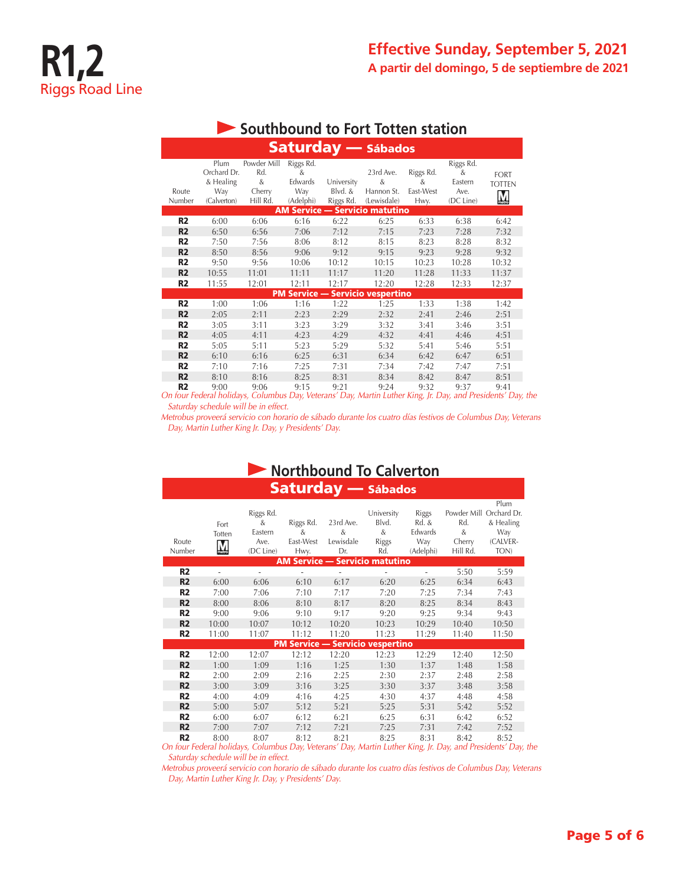# R1,2
Riggs Road Line

## Effective Sunday, September 5, 2021
**A partir del domingo, 5 de septiembre de 2021**

## Southbound to Fort Totten station

### Saturday — Sábados

| Route Number | Plum Orchard Dr. & Healing Way (Calverton) | Powder Mill Rd. & Cherry Hill Rd. | Riggs Rd. & Edwards Way (Adelphi) | University Blvd. & Riggs Rd. | 23rd Ave. & Hannon St. (Lewisdale) | Riggs Rd. & East-West Hwy. | Riggs Rd. & Eastern Ave. (DC Line) | FORT TOTTEN |
|---|---|---|---|---|---|---|---|---|
| **AM Service — Servicio matutino** | | | | | | | | |
| R2 | 6:00 | 6:06 | 6:16 | 6:22 | 6:25 | 6:33 | 6:38 | 6:42 |
| R2 | 6:50 | 6:56 | 7:06 | 7:12 | 7:15 | 7:23 | 7:28 | 7:32 |
| R2 | 7:50 | 7:56 | 8:06 | 8:12 | 8:15 | 8:23 | 8:28 | 8:32 |
| R2 | 8:50 | 8:56 | 9:06 | 9:12 | 9:15 | 9:23 | 9:28 | 9:32 |
| R2 | 9:50 | 9:56 | 10:06 | 10:12 | 10:15 | 10:23 | 10:28 | 10:32 |
| R2 | 10:55 | 11:01 | 11:11 | 11:17 | 11:20 | 11:28 | 11:33 | 11:37 |
| R2 | 11:55 | 12:01 | 12:11 | 12:17 | 12:20 | 12:28 | 12:33 | 12:37 |
| **PM Service — Servicio vespertino** | | | | | | | | |
| R2 | 1:00 | 1:06 | 1:16 | 1:22 | 1:25 | 1:33 | 1:38 | 1:42 |
| R2 | 2:05 | 2:11 | 2:23 | 2:29 | 2:32 | 2:41 | 2:46 | 2:51 |
| R2 | 3:05 | 3:11 | 3:23 | 3:29 | 3:32 | 3:41 | 3:46 | 3:51 |
| R2 | 4:05 | 4:11 | 4:23 | 4:29 | 4:32 | 4:41 | 4:46 | 4:51 |
| R2 | 5:05 | 5:11 | 5:23 | 5:29 | 5:32 | 5:41 | 5:46 | 5:51 |
| R2 | 6:10 | 6:16 | 6:25 | 6:31 | 6:34 | 6:42 | 6:47 | 6:51 |
| R2 | 7:10 | 7:16 | 7:25 | 7:31 | 7:34 | 7:42 | 7:47 | 7:51 |
| R2 | 8:10 | 8:16 | 8:25 | 8:31 | 8:34 | 8:42 | 8:47 | 8:51 |
| R2 | 9:00 | 9:06 | 9:15 | 9:21 | 9:24 | 9:32 | 9:37 | 9:41 |

*On four Federal holidays, Columbus Day, Veterans' Day, Martin Luther King, Jr. Day, and Presidents' Day, the Saturday schedule will be in effect.*

*Metrobus proveerá servicio con horario de sábado durante los cuatro días festivos de Columbus Day, Veterans Day, Martin Luther King Jr. Day, y Presidents' Day.*

## Northbound To Calverton

### Saturday — Sábados

| Route Number | Fort Totten | Riggs Rd. & Eastern Ave. (DC Line) | Riggs Rd. & East-West Hwy. | 23rd Ave. & Lewisdale Dr. | University Blvd. & Riggs Rd. | Riggs Rd. & Edwards Way (Adelphi) | Powder Mill Rd. & Cherry Hill Rd. | Plum Orchard Dr. & Healing Way (CALVERTON) |
|---|---|---|---|---|---|---|---|---|
| **AM Service — Servicio matutino** | | | | | | | | |
| R2 | - | - | - | - | - | - | 5:50 | 5:59 |
| R2 | 6:00 | 6:06 | 6:10 | 6:17 | 6:20 | 6:25 | 6:34 | 6:43 |
| R2 | 7:00 | 7:06 | 7:10 | 7:17 | 7:20 | 7:25 | 7:34 | 7:43 |
| R2 | 8:00 | 8:06 | 8:10 | 8:17 | 8:20 | 8:25 | 8:34 | 8:43 |
| R2 | 9:00 | 9:06 | 9:10 | 9:17 | 9:20 | 9:25 | 9:34 | 9:43 |
| R2 | 10:00 | 10:07 | 10:12 | 10:20 | 10:23 | 10:29 | 10:40 | 10:50 |
| R2 | 11:00 | 11:07 | 11:12 | 11:20 | 11:23 | 11:29 | 11:40 | 11:50 |
| **PM Service — Servicio vespertino** | | | | | | | | |
| R2 | 12:00 | 12:07 | 12:12 | 12:20 | 12:23 | 12:29 | 12:40 | 12:50 |
| R2 | 1:00 | 1:09 | 1:16 | 1:25 | 1:30 | 1:37 | 1:48 | 1:58 |
| R2 | 2:00 | 2:09 | 2:16 | 2:25 | 2:30 | 2:37 | 2:48 | 2:58 |
| R2 | 3:00 | 3:09 | 3:16 | 3:25 | 3:30 | 3:37 | 3:48 | 3:58 |
| R2 | 4:00 | 4:09 | 4:16 | 4:25 | 4:30 | 4:37 | 4:48 | 4:58 |
| R2 | 5:00 | 5:07 | 5:12 | 5:21 | 5:25 | 5:31 | 5:42 | 5:52 |
| R2 | 6:00 | 6:07 | 6:12 | 6:21 | 6:25 | 6:31 | 6:42 | 6:52 |
| R2 | 7:00 | 7:07 | 7:12 | 7:21 | 7:25 | 7:31 | 7:42 | 7:52 |
| R2 | 8:00 | 8:07 | 8:12 | 8:21 | 8:25 | 8:31 | 8:42 | 8:52 |

*On four Federal holidays, Columbus Day, Veterans' Day, Martin Luther King, Jr. Day, and Presidents' Day, the Saturday schedule will be in effect.*

*Metrobus proveerá servicio con horario de sábado durante los cuatro días festivos de Columbus Day, Veterans Day, Martin Luther King Jr. Day, y Presidents' Day.*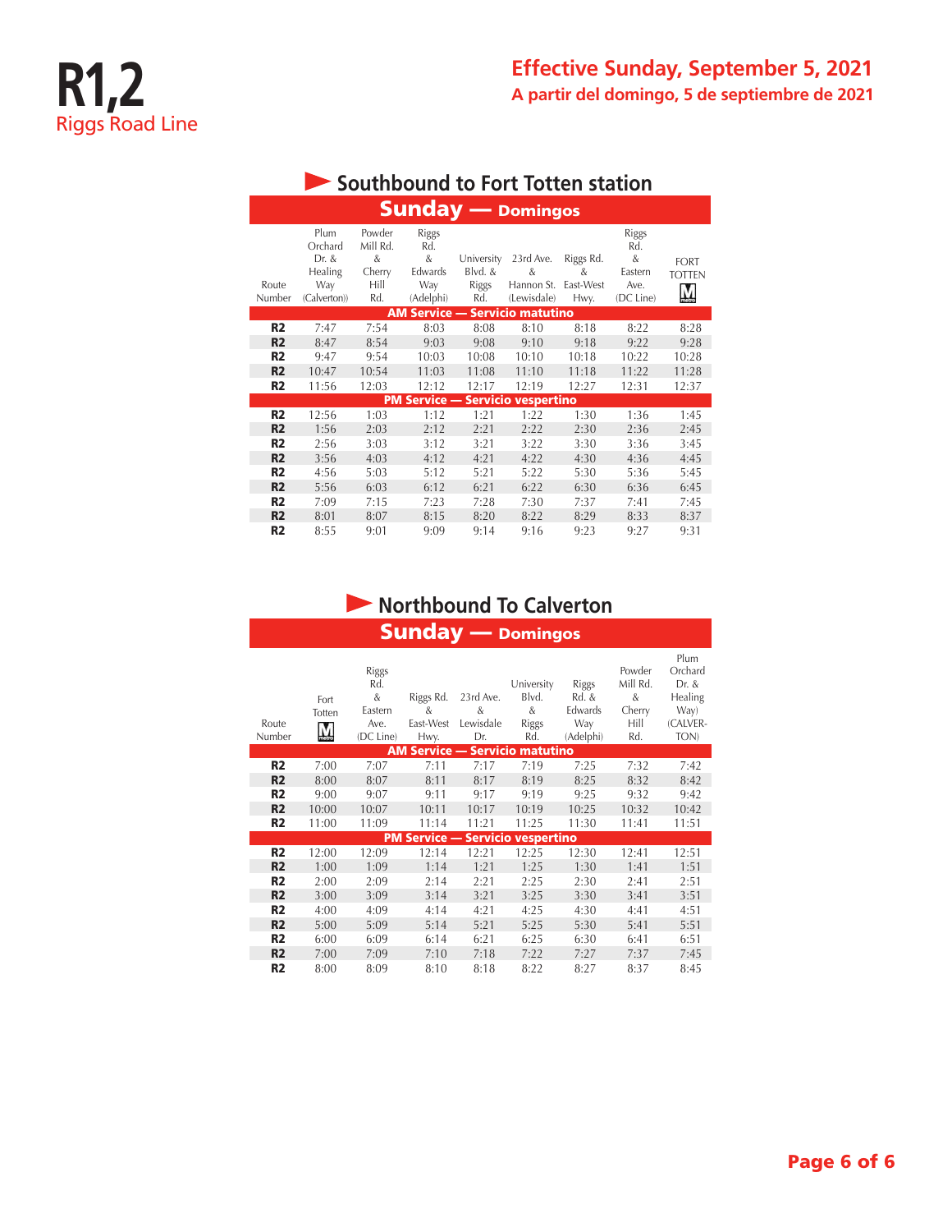# R1,2
Riggs Road Line

## Effective Sunday, September 5, 2021
**A partir del domingo, 5 de septiembre de 2021**

### Southbound to Fort Totten station

**Sunday — Domingos**

| Route Number | Plum Orchard Dr. & Healing Way (Calverton) | Powder Mill Rd. & Cherry Hill Rd. | Riggs Rd. & Edwards Way (Adelphi) | University Blvd. & Riggs Rd. | 23rd Ave. & Hannon St. (Lewisdale) | Riggs Rd. & East-West Hwy. | Riggs Rd. & Eastern Ave. (DC Line) | FORT TOTTEN |
|---|---|---|---|---|---|---|---|---|
| **AM Service — Servicio matutino** | | | | | | | | |
| **R2** | 7:47 | 7:54 | 8:03 | 8:08 | 8:10 | 8:18 | 8:22 | 8:28 |
| **R2** | 8:47 | 8:54 | 9:03 | 9:08 | 9:10 | 9:18 | 9:22 | 9:28 |
| **R2** | 9:47 | 9:54 | 10:03 | 10:08 | 10:10 | 10:18 | 10:22 | 10:28 |
| **R2** | 10:47 | 10:54 | 11:03 | 11:08 | 11:10 | 11:18 | 11:22 | 11:28 |
| **R2** | 11:56 | 12:03 | 12:12 | 12:17 | 12:19 | 12:27 | 12:31 | 12:37 |
| **PM Service — Servicio vespertino** | | | | | | | | |
| **R2** | 12:56 | 1:03 | 1:12 | 1:21 | 1:22 | 1:30 | 1:36 | 1:45 |
| **R2** | 1:56 | 2:03 | 2:12 | 2:21 | 2:22 | 2:30 | 2:36 | 2:45 |
| **R2** | 2:56 | 3:03 | 3:12 | 3:21 | 3:22 | 3:30 | 3:36 | 3:45 |
| **R2** | 3:56 | 4:03 | 4:12 | 4:21 | 4:22 | 4:30 | 4:36 | 4:45 |
| **R2** | 4:56 | 5:03 | 5:12 | 5:21 | 5:22 | 5:30 | 5:36 | 5:45 |
| **R2** | 5:56 | 6:03 | 6:12 | 6:21 | 6:22 | 6:30 | 6:36 | 6:45 |
| **R2** | 7:09 | 7:15 | 7:23 | 7:28 | 7:30 | 7:37 | 7:41 | 7:45 |
| **R2** | 8:01 | 8:07 | 8:15 | 8:20 | 8:22 | 8:29 | 8:33 | 8:37 |
| **R2** | 8:55 | 9:01 | 9:09 | 9:14 | 9:16 | 9:23 | 9:27 | 9:31 |

### Northbound To Calverton

**Sunday — Domingos**

| Route Number | Fort Totten | Riggs Rd. & Eastern Ave. (DC Line) | Riggs Rd. & East-West Hwy. | 23rd Ave. & Lewisdale Dr. | University Blvd. & Riggs Rd. | Riggs Rd. & Edwards Way (Adelphi) | Powder Mill Rd. & Cherry Hill Rd. | Plum Orchard Dr. & Healing Way) (CALVERTON) |
|---|---|---|---|---|---|---|---|---|
| **AM Service — Servicio matutino** | | | | | | | | |
| **R2** | 7:00 | 7:07 | 7:11 | 7:17 | 7:19 | 7:25 | 7:32 | 7:42 |
| **R2** | 8:00 | 8:07 | 8:11 | 8:17 | 8:19 | 8:25 | 8:32 | 8:42 |
| **R2** | 9:00 | 9:07 | 9:11 | 9:17 | 9:19 | 9:25 | 9:32 | 9:42 |
| **R2** | 10:00 | 10:07 | 10:11 | 10:17 | 10:19 | 10:25 | 10:32 | 10:42 |
| **R2** | 11:00 | 11:09 | 11:14 | 11:21 | 11:25 | 11:30 | 11:41 | 11:51 |
| **PM Service — Servicio vespertino** | | | | | | | | |
| **R2** | 12:00 | 12:09 | 12:14 | 12:21 | 12:25 | 12:30 | 12:41 | 12:51 |
| **R2** | 1:00 | 1:09 | 1:14 | 1:21 | 1:25 | 1:30 | 1:41 | 1:51 |
| **R2** | 2:00 | 2:09 | 2:14 | 2:21 | 2:25 | 2:30 | 2:41 | 2:51 |
| **R2** | 3:00 | 3:09 | 3:14 | 3:21 | 3:25 | 3:30 | 3:41 | 3:51 |
| **R2** | 4:00 | 4:09 | 4:14 | 4:21 | 4:25 | 4:30 | 4:41 | 4:51 |
| **R2** | 5:00 | 5:09 | 5:14 | 5:21 | 5:25 | 5:30 | 5:41 | 5:51 |
| **R2** | 6:00 | 6:09 | 6:14 | 6:21 | 6:25 | 6:30 | 6:41 | 6:51 |
| **R2** | 7:00 | 7:09 | 7:10 | 7:18 | 7:22 | 7:27 | 7:37 | 7:45 |
| **R2** | 8:00 | 8:09 | 8:10 | 8:18 | 8:22 | 8:27 | 8:37 | 8:45 |